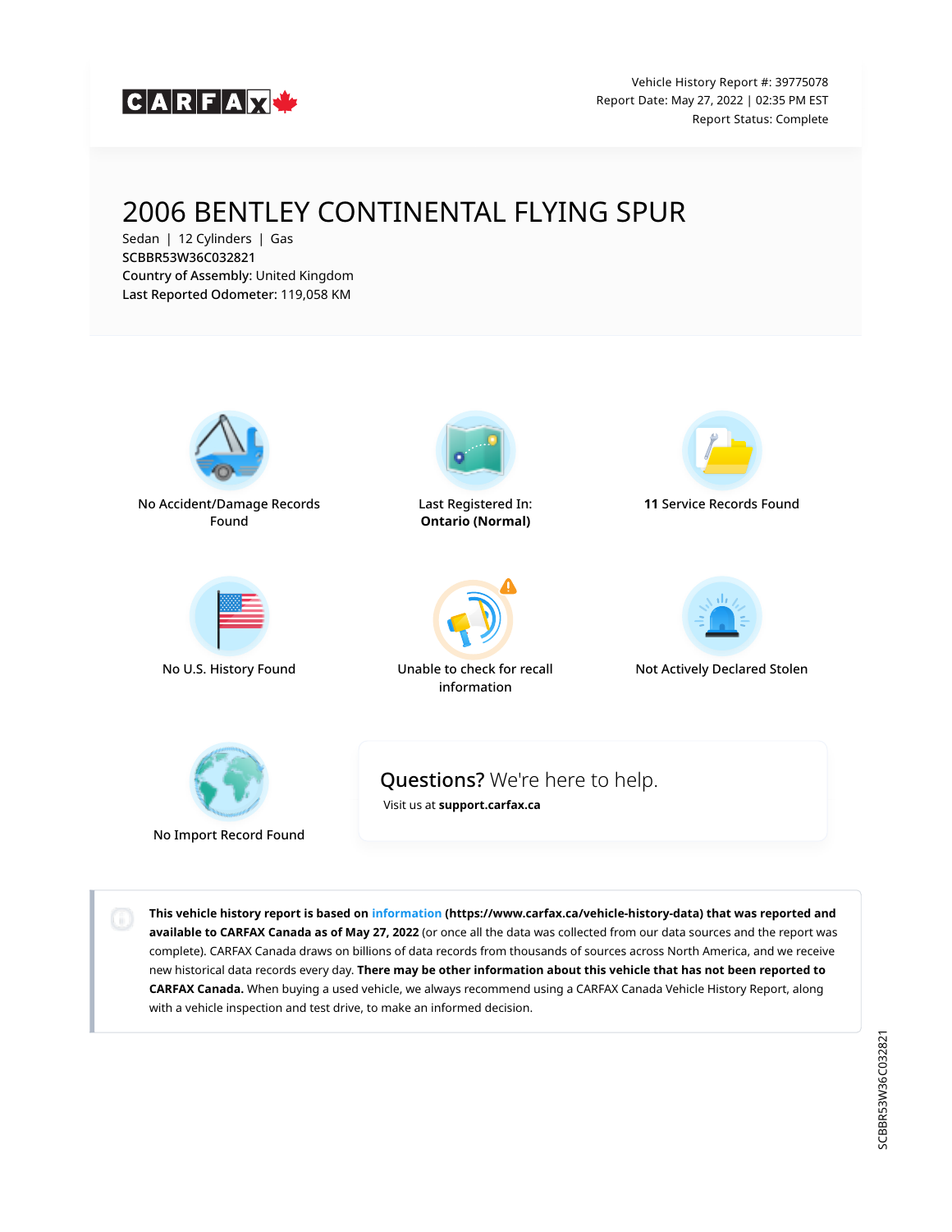CARFAX

Vehicle History Report #: 39775078
Report Date: May 27, 2022 | 02:35 PM EST
Report Status: Complete

# 2006 BENTLEY CONTINENTAL FLYING SPUR

Sedan | 12 Cylinders | Gas
SCBBR53W36C032821
**Country of Assembly:** United Kingdom
**Last Reported Odometer:** 119,058 KM

No Accident/Damage Records Found

Last Registered In: **Ontario (Normal)**

**11** Service Records Found

No U.S. History Found

Unable to check for recall information

Not Actively Declared Stolen

No Import Record Found

## **Questions?** We're here to help.

Visit us at **support.carfax.ca**

**This vehicle history report is based on information (https://www.carfax.ca/vehicle-history-data) that was reported and available to CARFAX Canada as of May 27, 2022** (or once all the data was collected from our data sources and the report was complete). CARFAX Canada draws on billions of data records from thousands of sources across North America, and we receive new historical data records every day. **There may be other information about this vehicle that has not been reported to CARFAX Canada.** When buying a used vehicle, we always recommend using a CARFAX Canada Vehicle History Report, along with a vehicle inspection and test drive, to make an informed decision.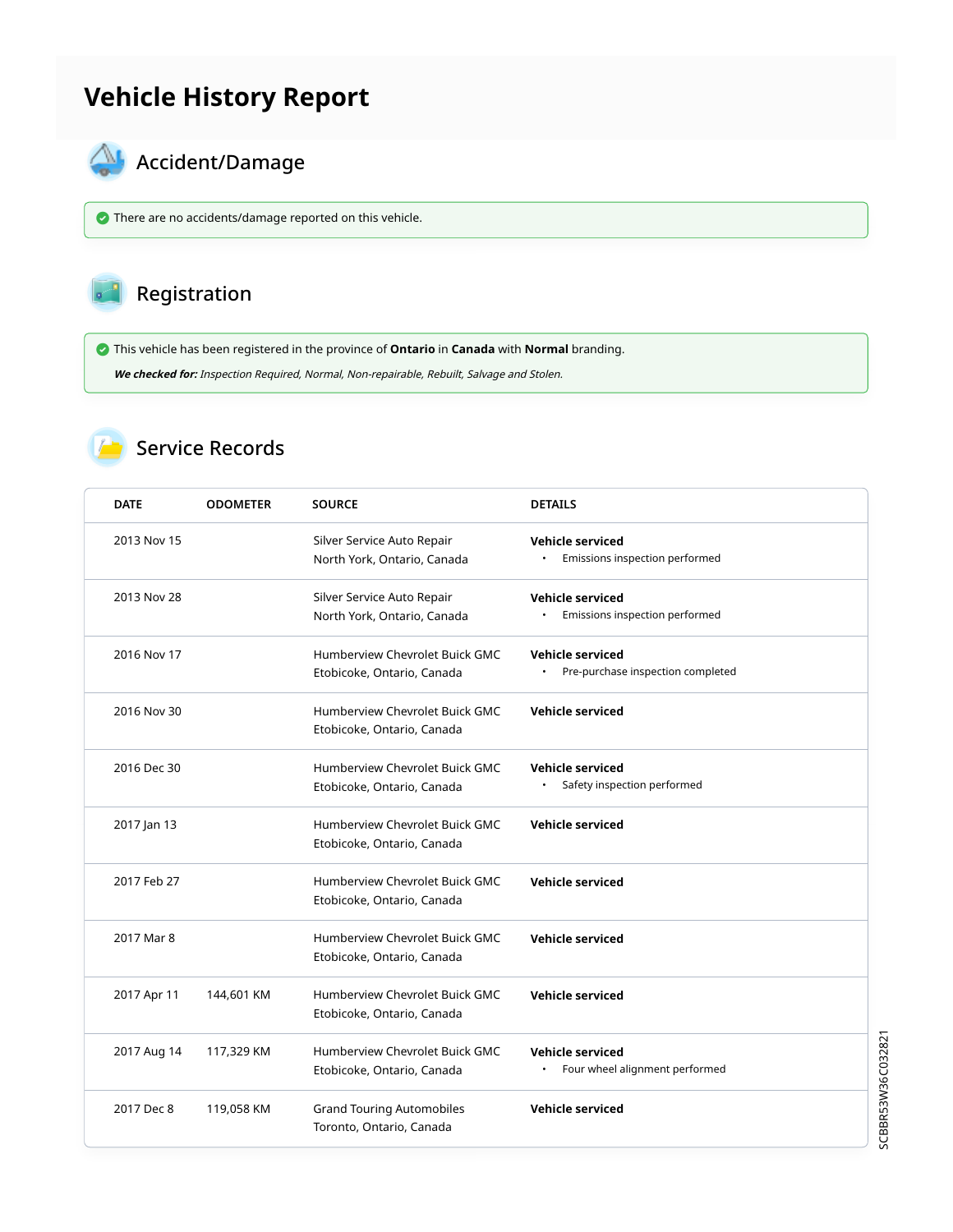# Vehicle History Report

## Accident/Damage

There are no accidents/damage reported on this vehicle.

## Registration

This vehicle has been registered in the province of **Ontario** in **Canada** with **Normal** branding.

***We checked for:*** *Inspection Required, Normal, Non-repairable, Rebuilt, Salvage and Stolen.*

## Service Records

| DATE | ODOMETER | SOURCE | DETAILS |
| --- | --- | --- | --- |
| 2013 Nov 15 | | Silver Service Auto Repair<br>North York, Ontario, Canada | **Vehicle serviced**<br>• Emissions inspection performed |
| 2013 Nov 28 | | Silver Service Auto Repair<br>North York, Ontario, Canada | **Vehicle serviced**<br>• Emissions inspection performed |
| 2016 Nov 17 | | Humberview Chevrolet Buick GMC<br>Etobicoke, Ontario, Canada | **Vehicle serviced**<br>• Pre-purchase inspection completed |
| 2016 Nov 30 | | Humberview Chevrolet Buick GMC<br>Etobicoke, Ontario, Canada | **Vehicle serviced** |
| 2016 Dec 30 | | Humberview Chevrolet Buick GMC<br>Etobicoke, Ontario, Canada | **Vehicle serviced**<br>• Safety inspection performed |
| 2017 Jan 13 | | Humberview Chevrolet Buick GMC<br>Etobicoke, Ontario, Canada | **Vehicle serviced** |
| 2017 Feb 27 | | Humberview Chevrolet Buick GMC<br>Etobicoke, Ontario, Canada | **Vehicle serviced** |
| 2017 Mar 8 | | Humberview Chevrolet Buick GMC<br>Etobicoke, Ontario, Canada | **Vehicle serviced** |
| 2017 Apr 11 | 144,601 KM | Humberview Chevrolet Buick GMC<br>Etobicoke, Ontario, Canada | **Vehicle serviced** |
| 2017 Aug 14 | 117,329 KM | Humberview Chevrolet Buick GMC<br>Etobicoke, Ontario, Canada | **Vehicle serviced**<br>• Four wheel alignment performed |
| 2017 Dec 8 | 119,058 KM | Grand Touring Automobiles<br>Toronto, Ontario, Canada | **Vehicle serviced** |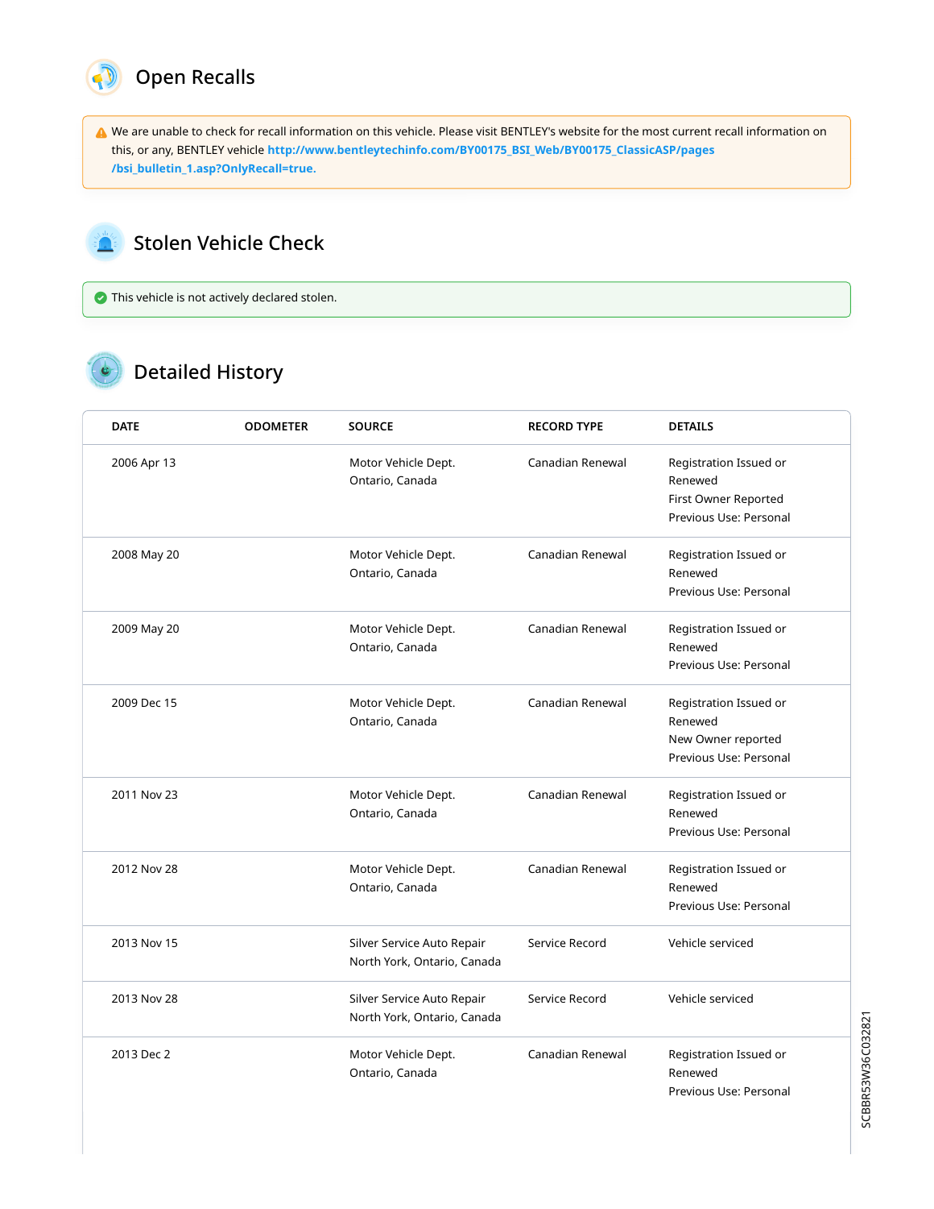## Open Recalls

⚠ We are unable to check for recall information on this vehicle. Please visit BENTLEY's website for the most current recall information on this, or any, BENTLEY vehicle **http://www.bentleytechinfo.com/BY00175_BSI_Web/BY00175_ClassicASP/pages/bsi_bulletin_1.asp?OnlyRecall=true.**

## Stolen Vehicle Check

✔ This vehicle is not actively declared stolen.

## Detailed History

| DATE | ODOMETER | SOURCE | RECORD TYPE | DETAILS |
|---|---|---|---|---|
| 2006 Apr 13 | | Motor Vehicle Dept. Ontario, Canada | Canadian Renewal | Registration Issued or Renewed First Owner Reported Previous Use: Personal |
| 2008 May 20 | | Motor Vehicle Dept. Ontario, Canada | Canadian Renewal | Registration Issued or Renewed Previous Use: Personal |
| 2009 May 20 | | Motor Vehicle Dept. Ontario, Canada | Canadian Renewal | Registration Issued or Renewed Previous Use: Personal |
| 2009 Dec 15 | | Motor Vehicle Dept. Ontario, Canada | Canadian Renewal | Registration Issued or Renewed New Owner reported Previous Use: Personal |
| 2011 Nov 23 | | Motor Vehicle Dept. Ontario, Canada | Canadian Renewal | Registration Issued or Renewed Previous Use: Personal |
| 2012 Nov 28 | | Motor Vehicle Dept. Ontario, Canada | Canadian Renewal | Registration Issued or Renewed Previous Use: Personal |
| 2013 Nov 15 | | Silver Service Auto Repair North York, Ontario, Canada | Service Record | Vehicle serviced |
| 2013 Nov 28 | | Silver Service Auto Repair North York, Ontario, Canada | Service Record | Vehicle serviced |
| 2013 Dec 2 | | Motor Vehicle Dept. Ontario, Canada | Canadian Renewal | Registration Issued or Renewed Previous Use: Personal |

SCBBR53W36C032821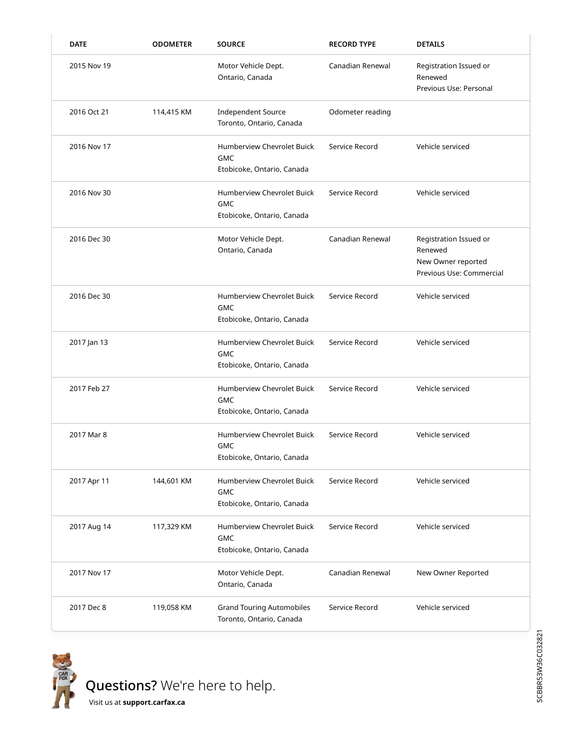| DATE | ODOMETER | SOURCE | RECORD TYPE | DETAILS |
|---|---|---|---|---|
| 2015 Nov 19 | | Motor Vehicle Dept. Ontario, Canada | Canadian Renewal | Registration Issued or Renewed<br>Previous Use: Personal |
| 2016 Oct 21 | 114,415 KM | Independent Source Toronto, Ontario, Canada | Odometer reading | |
| 2016 Nov 17 | | Humberview Chevrolet Buick GMC Etobicoke, Ontario, Canada | Service Record | Vehicle serviced |
| 2016 Nov 30 | | Humberview Chevrolet Buick GMC Etobicoke, Ontario, Canada | Service Record | Vehicle serviced |
| 2016 Dec 30 | | Motor Vehicle Dept. Ontario, Canada | Canadian Renewal | Registration Issued or Renewed<br>New Owner reported<br>Previous Use: Commercial |
| 2016 Dec 30 | | Humberview Chevrolet Buick GMC Etobicoke, Ontario, Canada | Service Record | Vehicle serviced |
| 2017 Jan 13 | | Humberview Chevrolet Buick GMC Etobicoke, Ontario, Canada | Service Record | Vehicle serviced |
| 2017 Feb 27 | | Humberview Chevrolet Buick GMC Etobicoke, Ontario, Canada | Service Record | Vehicle serviced |
| 2017 Mar 8 | | Humberview Chevrolet Buick GMC Etobicoke, Ontario, Canada | Service Record | Vehicle serviced |
| 2017 Apr 11 | 144,601 KM | Humberview Chevrolet Buick GMC Etobicoke, Ontario, Canada | Service Record | Vehicle serviced |
| 2017 Aug 14 | 117,329 KM | Humberview Chevrolet Buick GMC Etobicoke, Ontario, Canada | Service Record | Vehicle serviced |
| 2017 Nov 17 | | Motor Vehicle Dept. Ontario, Canada | Canadian Renewal | New Owner Reported |
| 2017 Dec 8 | 119,058 KM | Grand Touring Automobiles Toronto, Ontario, Canada | Service Record | Vehicle serviced |

**Questions?** We're here to help.

Visit us at **support.carfax.ca**

SCBBR53W36C032821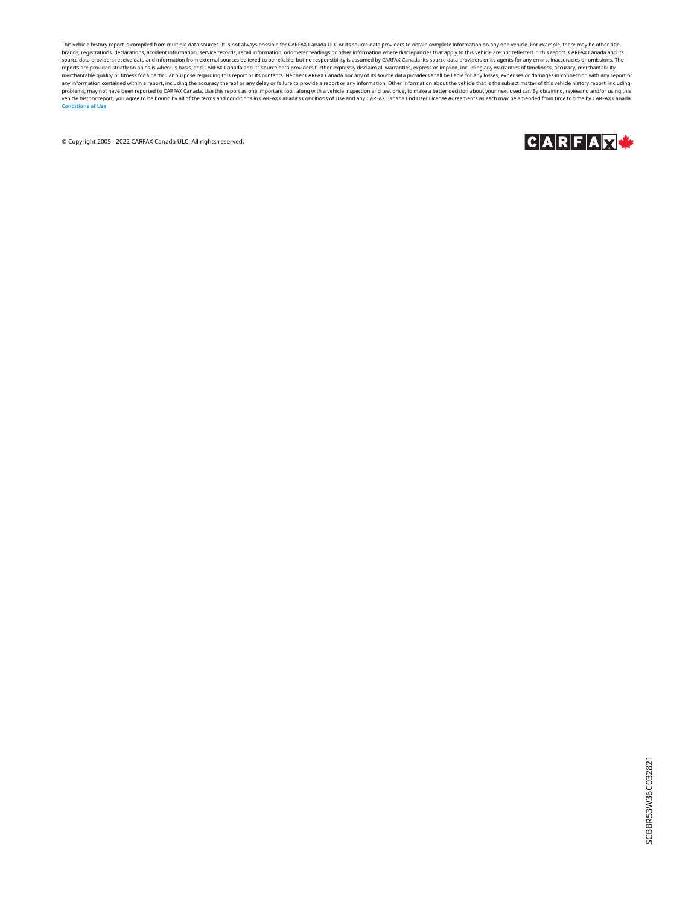This vehicle history report is compiled from multiple data sources. It is not always possible for CARFAX Canada ULC or its source data providers to obtain complete information on any one vehicle. For example, there may be other title, brands, registrations, declarations, accident information, service records, recall information, odometer readings or other information where discrepancies that apply to this vehicle are not reflected in this report. CARFAX Canada and its source data providers receive data and information from external sources believed to be reliable, but no responsibility is assumed by CARFAX Canada, its source data providers or its agents for any errors, inaccuracies or omissions. The reports are provided strictly on an as-is where-is basis, and CARFAX Canada and its source data providers further expressly disclaim all warranties, express or implied, including any warranties of timeliness, accuracy, merchantability, merchantable quality or fitness for a particular purpose regarding this report or its contents. Neither CARFAX Canada nor any of its source data providers shall be liable for any losses, expenses or damages in connection with any report or any information contained within a report, including the accuracy thereof or any delay or failure to provide a report or any information. Other information about the vehicle that is the subject matter of this vehicle history report, including problems, may not have been reported to CARFAX Canada. Use this report as one important tool, along with a vehicle inspection and test drive, to make a better decision about your next used car. By obtaining, reviewing and/or using this vehicle history report, you agree to be bound by all of the terms and conditions in CARFAX Canada's Conditions of Use and any CARFAX Canada End User License Agreements as each may be amended from time to time by CARFAX Canada.
**Conditions of Use**

© Copyright 2005 - 2022 CARFAX Canada ULC. All rights reserved.

CARFAX

SCBBR53W36C032821